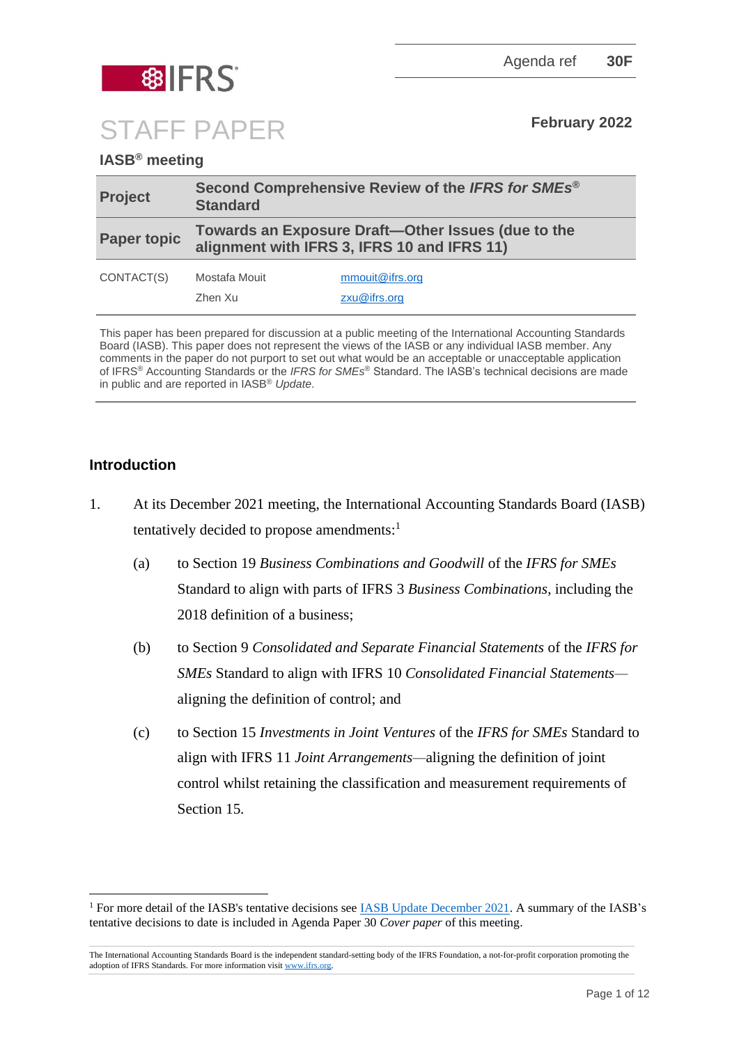Agenda ref **30F**

# STAFF PAPER

**February 2022**

**IASB® meeting**

| **Project** | **Second Comprehensive Review of the *IFRS for SMEs*® Standard** | |
|---|---|---|
| **Paper topic** | **Towards an Exposure Draft—Other Issues (due to the alignment with IFRS 3, IFRS 10 and IFRS 11)** | |
| CONTACT(S) | Mostafa Mouit | mmouit@ifrs.org |
| | Zhen Xu | zxu@ifrs.org |

This paper has been prepared for discussion at a public meeting of the International Accounting Standards Board (IASB). This paper does not represent the views of the IASB or any individual IASB member. Any comments in the paper do not purport to set out what would be an acceptable or unacceptable application of IFRS® Accounting Standards or the *IFRS for SMEs*® Standard. The IASB's technical decisions are made in public and are reported in IASB® *Update*.

## Introduction

1. At its December 2021 meeting, the International Accounting Standards Board (IASB) tentatively decided to propose amendments:[1]

   (a) to Section 19 *Business Combinations and Goodwill* of the *IFRS for SMEs* Standard to align with parts of IFRS 3 *Business Combinations*, including the 2018 definition of a business;

   (b) to Section 9 *Consolidated and Separate Financial Statements* of the *IFRS for SMEs* Standard to align with IFRS 10 *Consolidated Financial Statements*—aligning the definition of control; and

   (c) to Section 15 *Investments in Joint Ventures* of the *IFRS for SMEs* Standard to align with IFRS 11 *Joint Arrangements*—aligning the definition of joint control whilst retaining the classification and measurement requirements of Section 15.

[1] For more detail of the IASB's tentative decisions see IASB Update December 2021. A summary of the IASB's tentative decisions to date is included in Agenda Paper 30 *Cover paper* of this meeting.

The International Accounting Standards Board is the independent standard-setting body of the IFRS Foundation, a not-for-profit corporation promoting the adoption of IFRS Standards. For more information visit www.ifrs.org.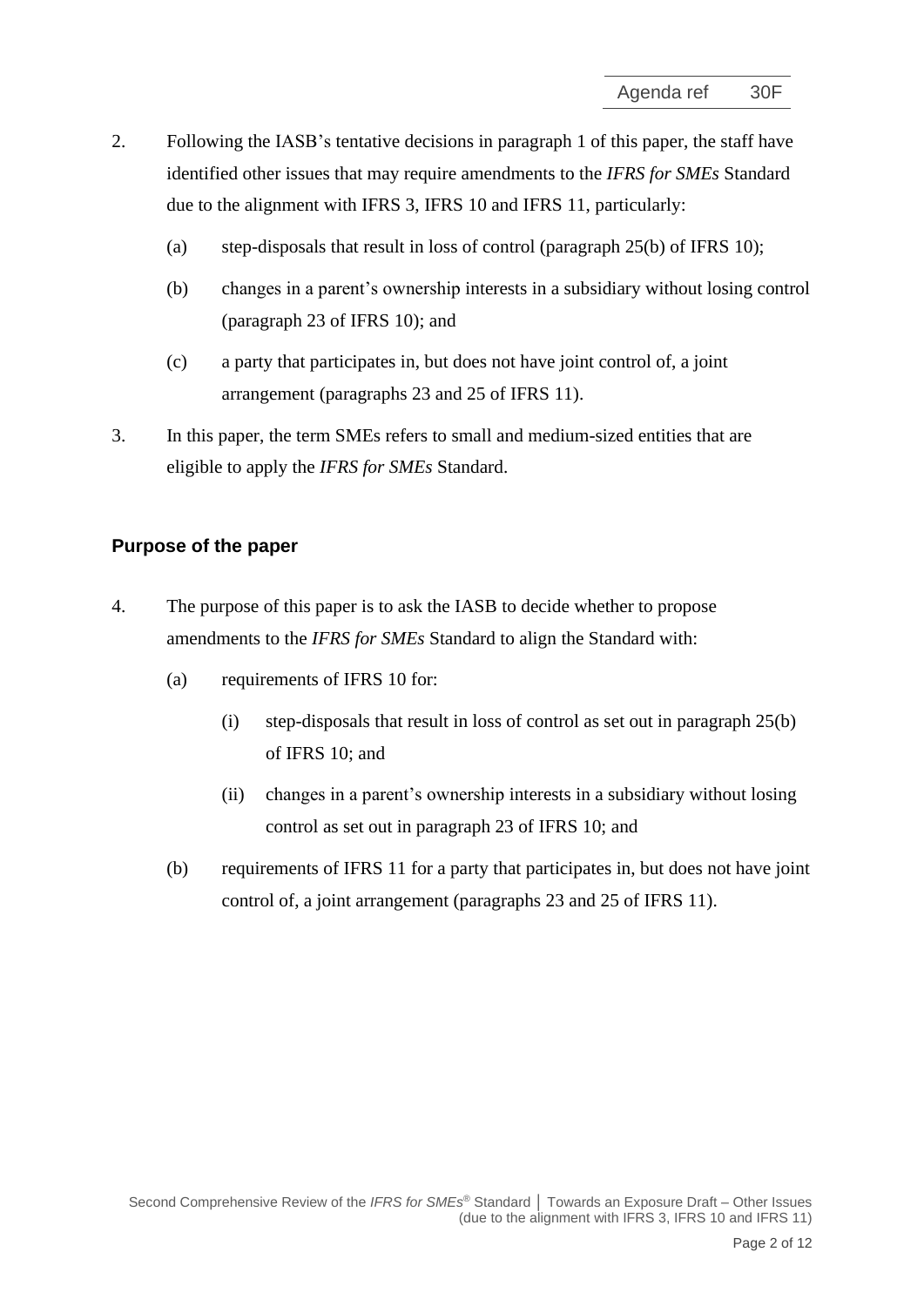2. Following the IASB's tentative decisions in paragraph 1 of this paper, the staff have identified other issues that may require amendments to the *IFRS for SMEs* Standard due to the alignment with IFRS 3, IFRS 10 and IFRS 11, particularly:

   (a) step-disposals that result in loss of control (paragraph 25(b) of IFRS 10);

   (b) changes in a parent's ownership interests in a subsidiary without losing control (paragraph 23 of IFRS 10); and

   (c) a party that participates in, but does not have joint control of, a joint arrangement (paragraphs 23 and 25 of IFRS 11).

3. In this paper, the term SMEs refers to small and medium-sized entities that are eligible to apply the *IFRS for SMEs* Standard.

## Purpose of the paper

4. The purpose of this paper is to ask the IASB to decide whether to propose amendments to the *IFRS for SMEs* Standard to align the Standard with:

   (a) requirements of IFRS 10 for:

      (i) step-disposals that result in loss of control as set out in paragraph 25(b) of IFRS 10; and

      (ii) changes in a parent's ownership interests in a subsidiary without losing control as set out in paragraph 23 of IFRS 10; and

   (b) requirements of IFRS 11 for a party that participates in, but does not have joint control of, a joint arrangement (paragraphs 23 and 25 of IFRS 11).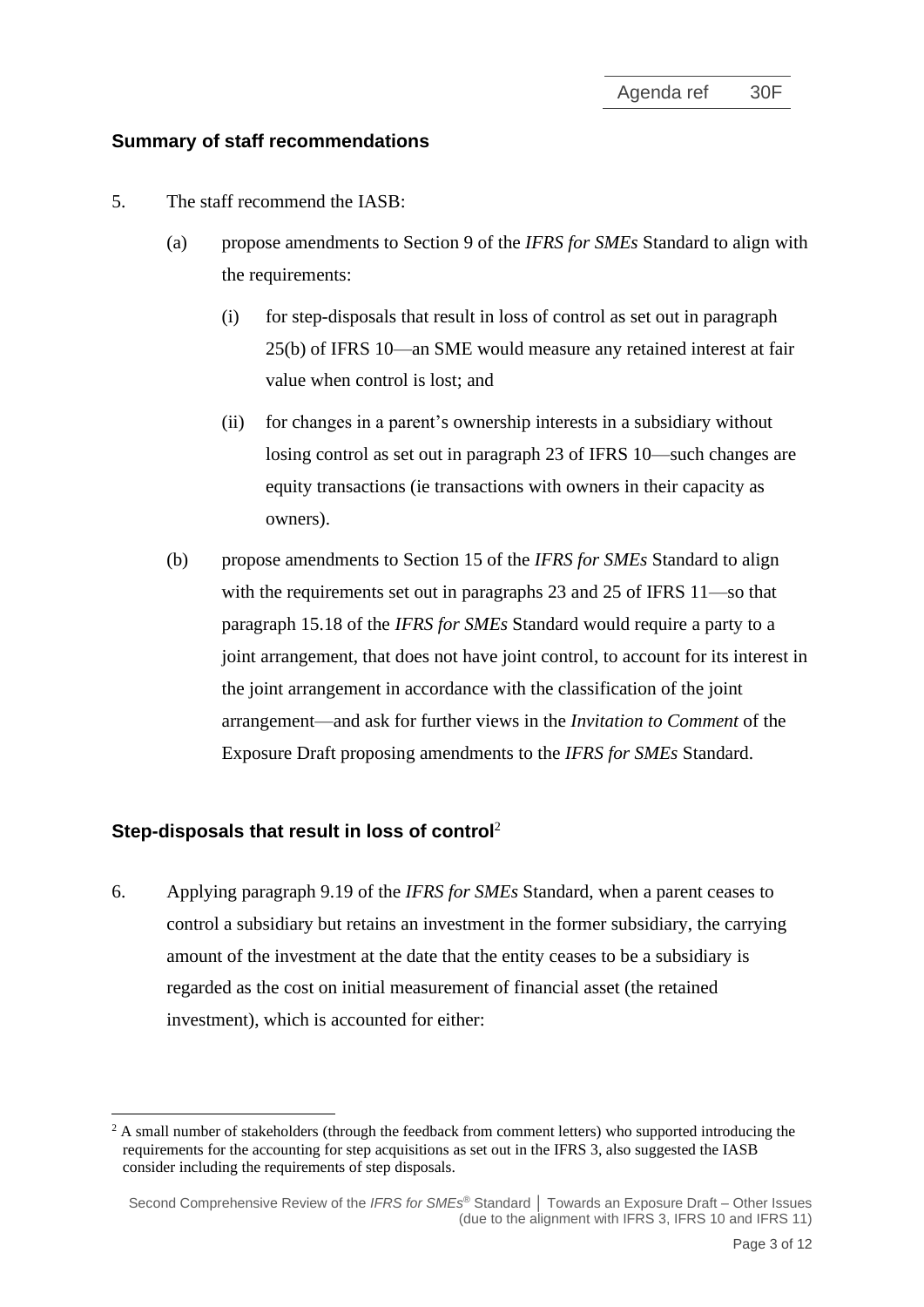## Summary of staff recommendations

5. The staff recommend the IASB:

   (a) propose amendments to Section 9 of the *IFRS for SMEs* Standard to align with the requirements:

      (i) for step-disposals that result in loss of control as set out in paragraph 25(b) of IFRS 10—an SME would measure any retained interest at fair value when control is lost; and

      (ii) for changes in a parent's ownership interests in a subsidiary without losing control as set out in paragraph 23 of IFRS 10—such changes are equity transactions (ie transactions with owners in their capacity as owners).

   (b) propose amendments to Section 15 of the *IFRS for SMEs* Standard to align with the requirements set out in paragraphs 23 and 25 of IFRS 11—so that paragraph 15.18 of the *IFRS for SMEs* Standard would require a party to a joint arrangement, that does not have joint control, to account for its interest in the joint arrangement in accordance with the classification of the joint arrangement—and ask for further views in the *Invitation to Comment* of the Exposure Draft proposing amendments to the *IFRS for SMEs* Standard.

## Step-disposals that result in loss of control[2]

6. Applying paragraph 9.19 of the *IFRS for SMEs* Standard, when a parent ceases to control a subsidiary but retains an investment in the former subsidiary, the carrying amount of the investment at the date that the entity ceases to be a subsidiary is regarded as the cost on initial measurement of financial asset (the retained investment), which is accounted for either:

---

[2] A small number of stakeholders (through the feedback from comment letters) who supported introducing the requirements for the accounting for step acquisitions as set out in the IFRS 3, also suggested the IASB consider including the requirements of step disposals.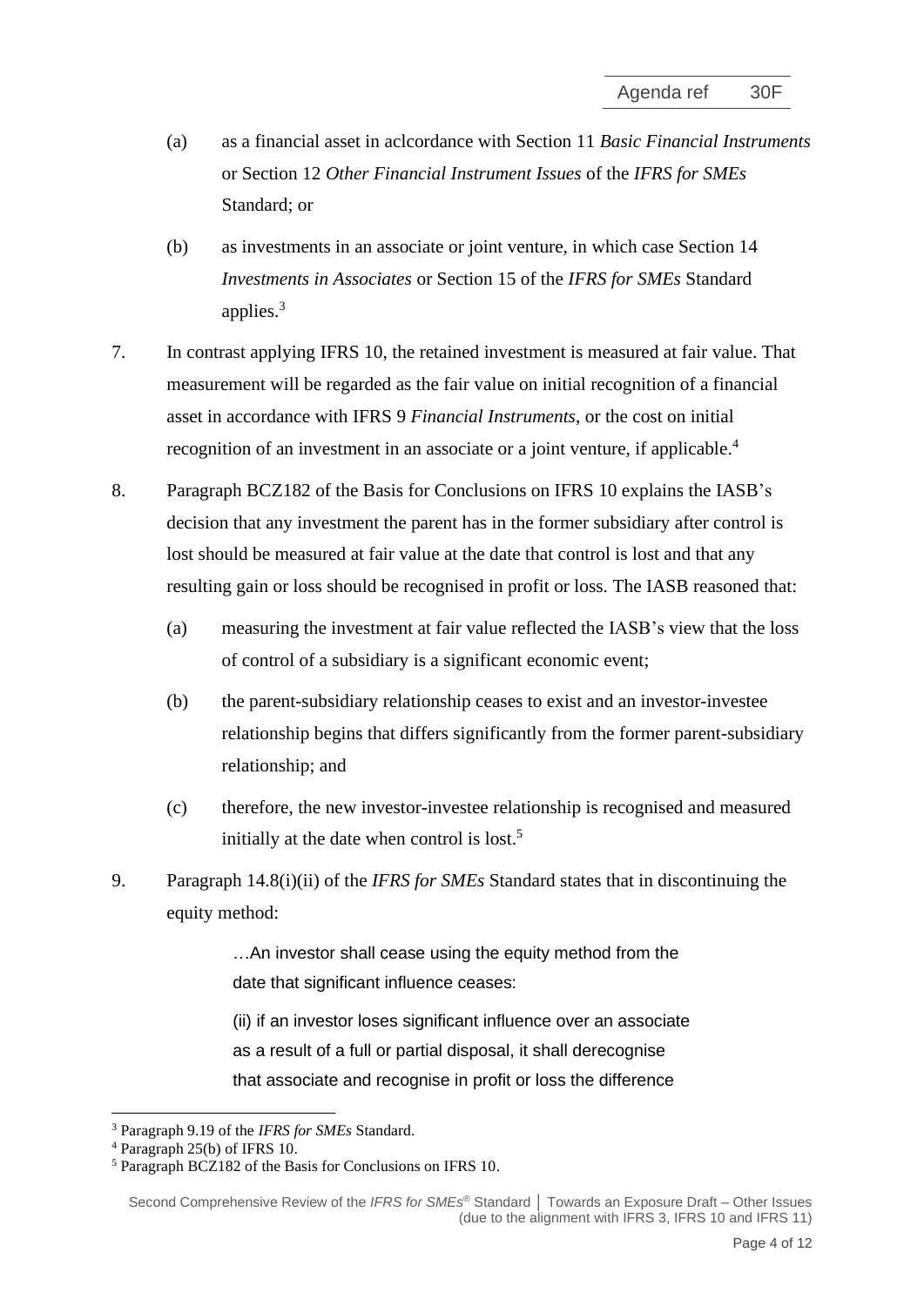(a) as a financial asset in aclcordance with Section 11 *Basic Financial Instruments* or Section 12 *Other Financial Instrument Issues* of the *IFRS for SMEs* Standard; or

(b) as investments in an associate or joint venture, in which case Section 14 *Investments in Associates* or Section 15 of the *IFRS for SMEs* Standard applies.[3]

7. In contrast applying IFRS 10, the retained investment is measured at fair value. That measurement will be regarded as the fair value on initial recognition of a financial asset in accordance with IFRS 9 *Financial Instruments*, or the cost on initial recognition of an investment in an associate or a joint venture, if applicable.[4]

8. Paragraph BCZ182 of the Basis for Conclusions on IFRS 10 explains the IASB's decision that any investment the parent has in the former subsidiary after control is lost should be measured at fair value at the date that control is lost and that any resulting gain or loss should be recognised in profit or loss. The IASB reasoned that:

   (a) measuring the investment at fair value reflected the IASB's view that the loss of control of a subsidiary is a significant economic event;

   (b) the parent-subsidiary relationship ceases to exist and an investor-investee relationship begins that differs significantly from the former parent-subsidiary relationship; and

   (c) therefore, the new investor-investee relationship is recognised and measured initially at the date when control is lost.[5]

9. Paragraph 14.8(i)(ii) of the *IFRS for SMEs* Standard states that in discontinuing the equity method:

> …An investor shall cease using the equity method from the date that significant influence ceases:
>
> (ii) if an investor loses significant influence over an associate as a result of a full or partial disposal, it shall derecognise that associate and recognise in profit or loss the difference

---

[3] Paragraph 9.19 of the *IFRS for SMEs* Standard.

[4] Paragraph 25(b) of IFRS 10.

[5] Paragraph BCZ182 of the Basis for Conclusions on IFRS 10.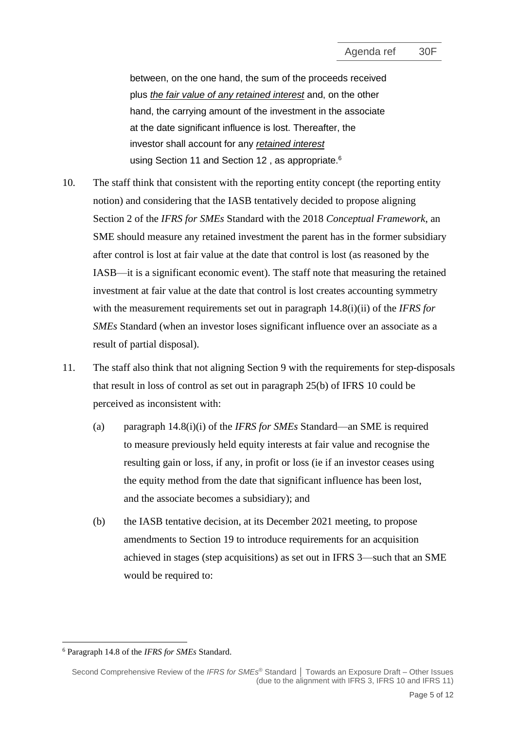between, on the one hand, the sum of the proceeds received plus *the fair value of any retained interest* and, on the other hand, the carrying amount of the investment in the associate at the date significant influence is lost. Thereafter, the investor shall account for any *retained interest* using Section 11 and Section 12 , as appropriate.[6]

10. The staff think that consistent with the reporting entity concept (the reporting entity notion) and considering that the IASB tentatively decided to propose aligning Section 2 of the *IFRS for SMEs* Standard with the 2018 *Conceptual Framework*, an SME should measure any retained investment the parent has in the former subsidiary after control is lost at fair value at the date that control is lost (as reasoned by the IASB—it is a significant economic event). The staff note that measuring the retained investment at fair value at the date that control is lost creates accounting symmetry with the measurement requirements set out in paragraph 14.8(i)(ii) of the *IFRS for SMEs* Standard (when an investor loses significant influence over an associate as a result of partial disposal).

11. The staff also think that not aligning Section 9 with the requirements for step-disposals that result in loss of control as set out in paragraph 25(b) of IFRS 10 could be perceived as inconsistent with:

    (a) paragraph 14.8(i)(i) of the *IFRS for SMEs* Standard—an SME is required to measure previously held equity interests at fair value and recognise the resulting gain or loss, if any, in profit or loss (ie if an investor ceases using the equity method from the date that significant influence has been lost, and the associate becomes a subsidiary); and

    (b) the IASB tentative decision, at its December 2021 meeting, to propose amendments to Section 19 to introduce requirements for an acquisition achieved in stages (step acquisitions) as set out in IFRS 3—such that an SME would be required to:

[6] Paragraph 14.8 of the *IFRS for SMEs* Standard.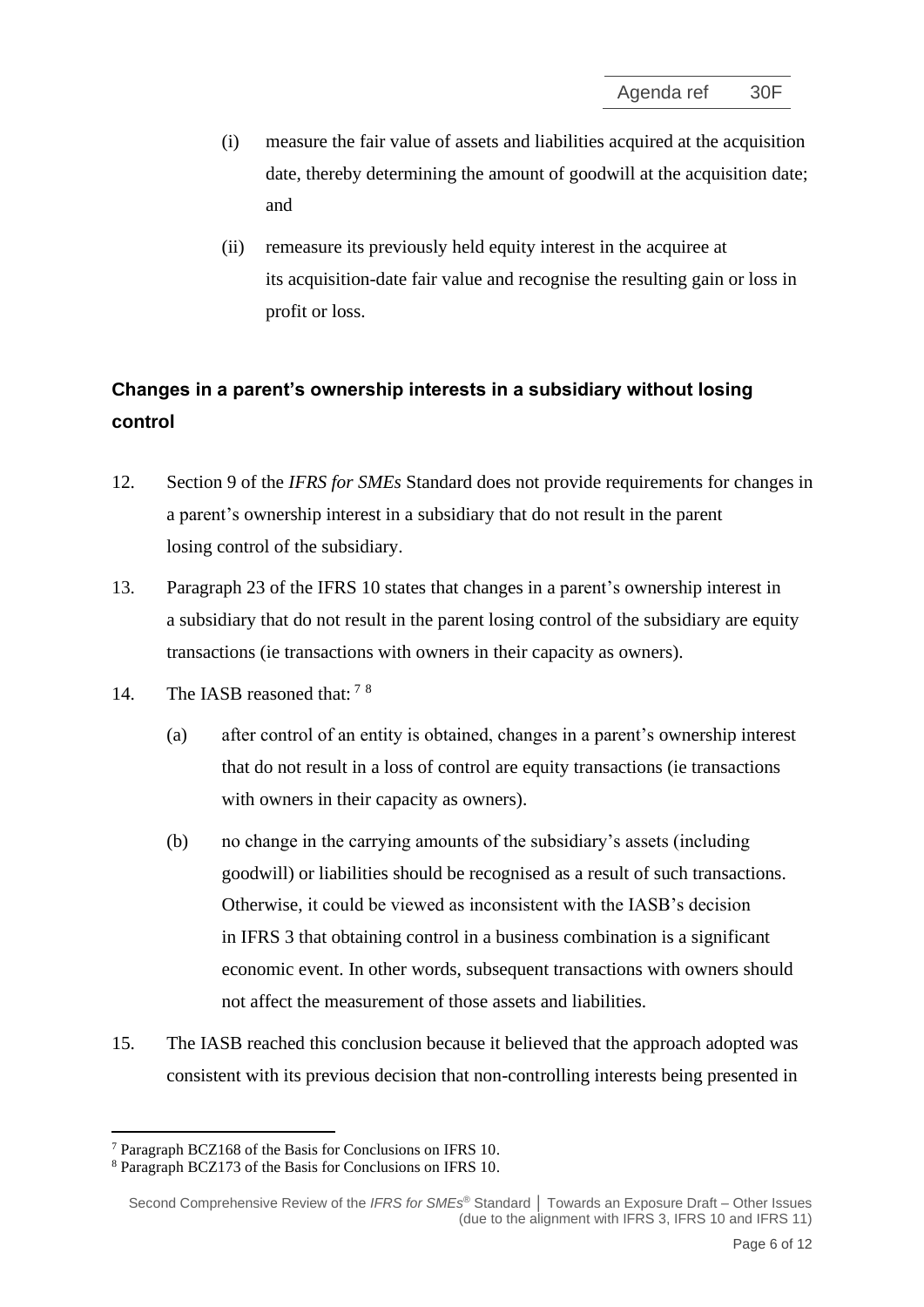(i) measure the fair value of assets and liabilities acquired at the acquisition date, thereby determining the amount of goodwill at the acquisition date; and

(ii) remeasure its previously held equity interest in the acquiree at its acquisition-date fair value and recognise the resulting gain or loss in profit or loss.

### Changes in a parent's ownership interests in a subsidiary without losing control

12. Section 9 of the *IFRS for SMEs* Standard does not provide requirements for changes in a parent's ownership interest in a subsidiary that do not result in the parent losing control of the subsidiary.

13. Paragraph 23 of the IFRS 10 states that changes in a parent's ownership interest in a subsidiary that do not result in the parent losing control of the subsidiary are equity transactions (ie transactions with owners in their capacity as owners).

14. The IASB reasoned that: [7] [8]

    (a) after control of an entity is obtained, changes in a parent's ownership interest that do not result in a loss of control are equity transactions (ie transactions with owners in their capacity as owners).

    (b) no change in the carrying amounts of the subsidiary's assets (including goodwill) or liabilities should be recognised as a result of such transactions. Otherwise, it could be viewed as inconsistent with the IASB's decision in IFRS 3 that obtaining control in a business combination is a significant economic event. In other words, subsequent transactions with owners should not affect the measurement of those assets and liabilities.

15. The IASB reached this conclusion because it believed that the approach adopted was consistent with its previous decision that non-controlling interests being presented in

---

[7] Paragraph BCZ168 of the Basis for Conclusions on IFRS 10.

[8] Paragraph BCZ173 of the Basis for Conclusions on IFRS 10.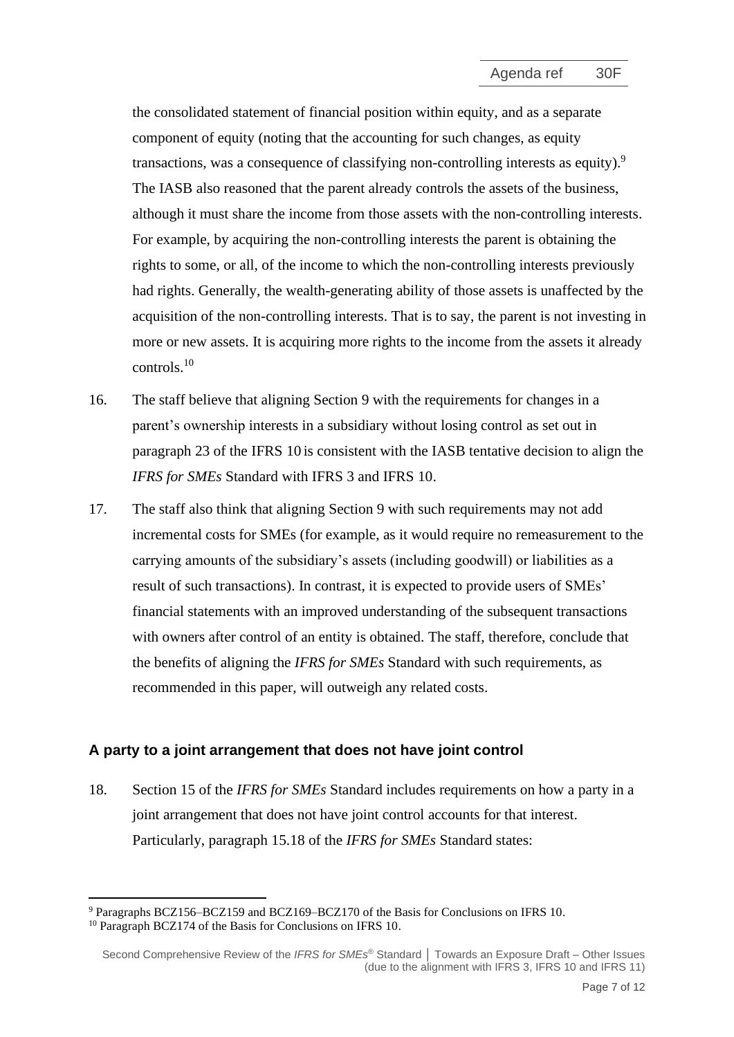the consolidated statement of financial position within equity, and as a separate component of equity (noting that the accounting for such changes, as equity transactions, was a consequence of classifying non-controlling interests as equity).[9] The IASB also reasoned that the parent already controls the assets of the business, although it must share the income from those assets with the non-controlling interests. For example, by acquiring the non-controlling interests the parent is obtaining the rights to some, or all, of the income to which the non-controlling interests previously had rights. Generally, the wealth-generating ability of those assets is unaffected by the acquisition of the non-controlling interests. That is to say, the parent is not investing in more or new assets. It is acquiring more rights to the income from the assets it already controls.[10]

16. The staff believe that aligning Section 9 with the requirements for changes in a parent's ownership interests in a subsidiary without losing control as set out in paragraph 23 of the IFRS 10 is consistent with the IASB tentative decision to align the *IFRS for SMEs* Standard with IFRS 3 and IFRS 10.

17. The staff also think that aligning Section 9 with such requirements may not add incremental costs for SMEs (for example, as it would require no remeasurement to the carrying amounts of the subsidiary's assets (including goodwill) or liabilities as a result of such transactions). In contrast, it is expected to provide users of SMEs' financial statements with an improved understanding of the subsequent transactions with owners after control of an entity is obtained. The staff, therefore, conclude that the benefits of aligning the *IFRS for SMEs* Standard with such requirements, as recommended in this paper, will outweigh any related costs.

### A party to a joint arrangement that does not have joint control

18. Section 15 of the *IFRS for SMEs* Standard includes requirements on how a party in a joint arrangement that does not have joint control accounts for that interest. Particularly, paragraph 15.18 of the *IFRS for SMEs* Standard states:

---

[9] Paragraphs BCZ156–BCZ159 and BCZ169–BCZ170 of the Basis for Conclusions on IFRS 10.

[10] Paragraph BCZ174 of the Basis for Conclusions on IFRS 10.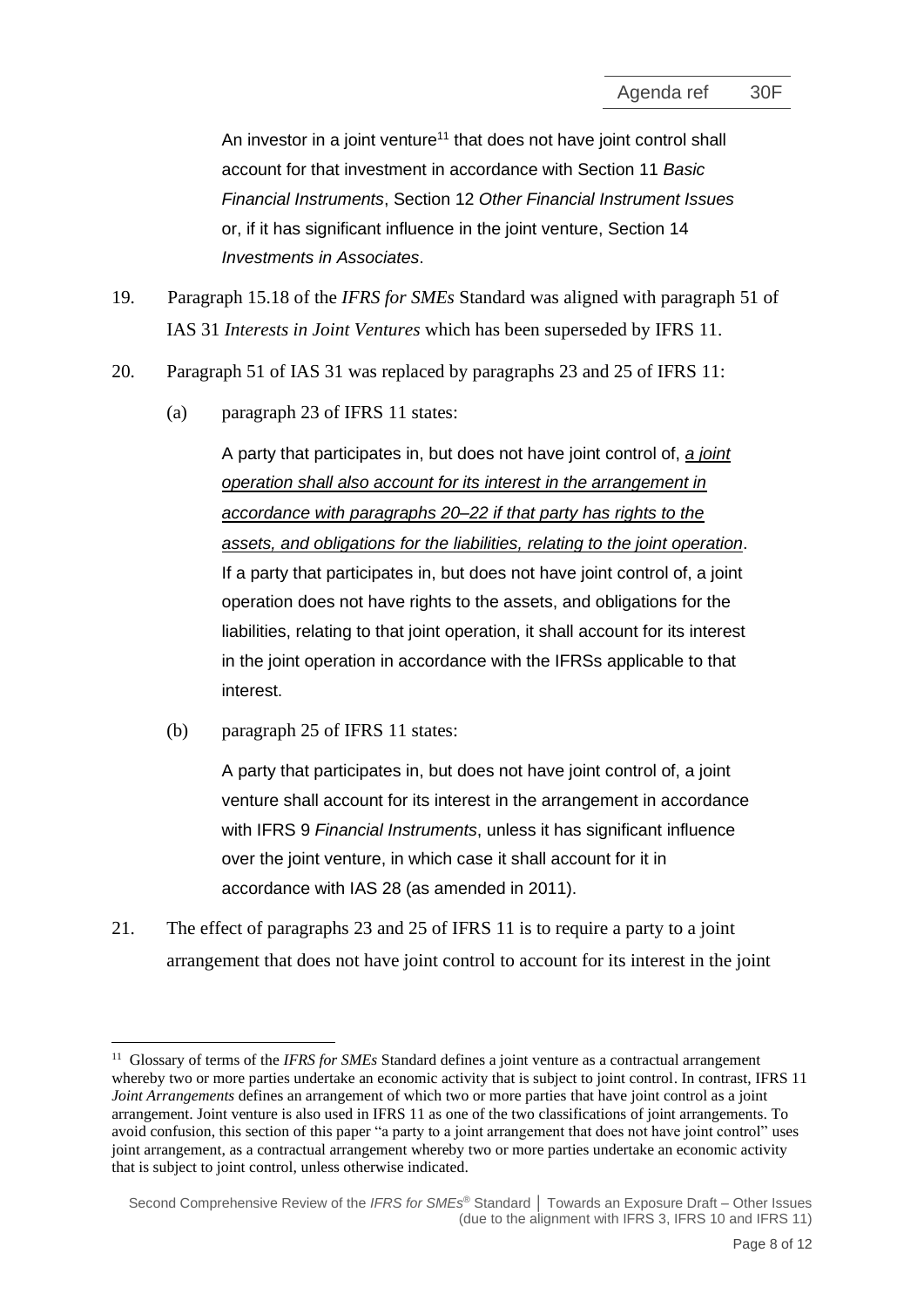> An investor in a joint venture[11] that does not have joint control shall account for that investment in accordance with Section 11 *Basic Financial Instruments*, Section 12 *Other Financial Instrument Issues* or, if it has significant influence in the joint venture, Section 14 *Investments in Associates*.

19. Paragraph 15.18 of the *IFRS for SMEs* Standard was aligned with paragraph 51 of IAS 31 *Interests in Joint Ventures* which has been superseded by IFRS 11.

20. Paragraph 51 of IAS 31 was replaced by paragraphs 23 and 25 of IFRS 11:

    (a) paragraph 23 of IFRS 11 states:

    > A party that participates in, but does not have joint control of, <u>*a joint operation shall also account for its interest in the arrangement in accordance with paragraphs 20–22 if that party has rights to the assets, and obligations for the liabilities, relating to the joint operation*</u>. If a party that participates in, but does not have joint control of, a joint operation does not have rights to the assets, and obligations for the liabilities, relating to that joint operation, it shall account for its interest in the joint operation in accordance with the IFRSs applicable to that interest.

    (b) paragraph 25 of IFRS 11 states:

    > A party that participates in, but does not have joint control of, a joint venture shall account for its interest in the arrangement in accordance with IFRS 9 *Financial Instruments*, unless it has significant influence over the joint venture, in which case it shall account for it in accordance with IAS 28 (as amended in 2011).

21. The effect of paragraphs 23 and 25 of IFRS 11 is to require a party to a joint arrangement that does not have joint control to account for its interest in the joint

---

[11] Glossary of terms of the *IFRS for SMEs* Standard defines a joint venture as a contractual arrangement whereby two or more parties undertake an economic activity that is subject to joint control. In contrast, IFRS 11 *Joint Arrangements* defines an arrangement of which two or more parties that have joint control as a joint arrangement. Joint venture is also used in IFRS 11 as one of the two classifications of joint arrangements. To avoid confusion, this section of this paper "a party to a joint arrangement that does not have joint control" uses joint arrangement, as a contractual arrangement whereby two or more parties undertake an economic activity that is subject to joint control, unless otherwise indicated.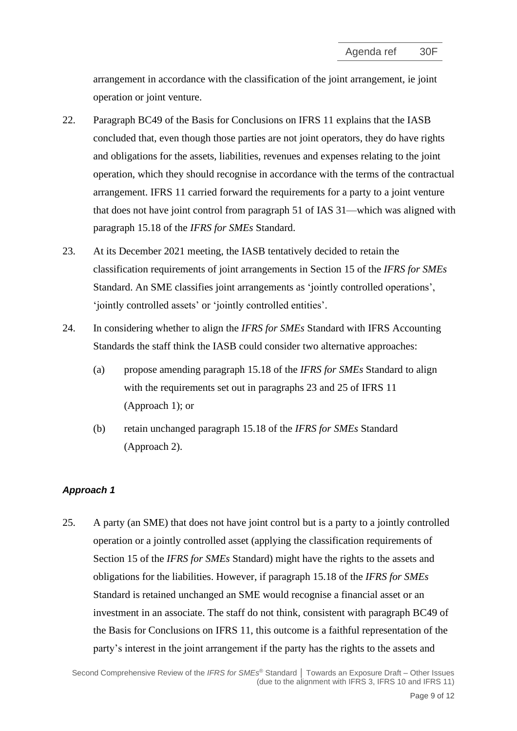arrangement in accordance with the classification of the joint arrangement, ie joint operation or joint venture.

22. Paragraph BC49 of the Basis for Conclusions on IFRS 11 explains that the IASB concluded that, even though those parties are not joint operators, they do have rights and obligations for the assets, liabilities, revenues and expenses relating to the joint operation, which they should recognise in accordance with the terms of the contractual arrangement. IFRS 11 carried forward the requirements for a party to a joint venture that does not have joint control from paragraph 51 of IAS 31—which was aligned with paragraph 15.18 of the *IFRS for SMEs* Standard.

23. At its December 2021 meeting, the IASB tentatively decided to retain the classification requirements of joint arrangements in Section 15 of the *IFRS for SMEs* Standard. An SME classifies joint arrangements as 'jointly controlled operations', 'jointly controlled assets' or 'jointly controlled entities'.

24. In considering whether to align the *IFRS for SMEs* Standard with IFRS Accounting Standards the staff think the IASB could consider two alternative approaches:

    (a) propose amending paragraph 15.18 of the *IFRS for SMEs* Standard to align with the requirements set out in paragraphs 23 and 25 of IFRS 11 (Approach 1); or

    (b) retain unchanged paragraph 15.18 of the *IFRS for SMEs* Standard (Approach 2).

### *Approach 1*

25. A party (an SME) that does not have joint control but is a party to a jointly controlled operation or a jointly controlled asset (applying the classification requirements of Section 15 of the *IFRS for SMEs* Standard) might have the rights to the assets and obligations for the liabilities. However, if paragraph 15.18 of the *IFRS for SMEs* Standard is retained unchanged an SME would recognise a financial asset or an investment in an associate. The staff do not think, consistent with paragraph BC49 of the Basis for Conclusions on IFRS 11, this outcome is a faithful representation of the party's interest in the joint arrangement if the party has the rights to the assets and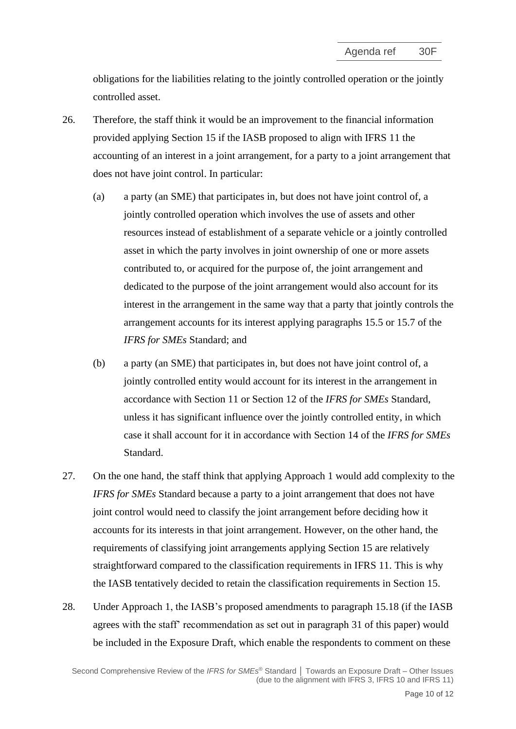obligations for the liabilities relating to the jointly controlled operation or the jointly controlled asset.

26. Therefore, the staff think it would be an improvement to the financial information provided applying Section 15 if the IASB proposed to align with IFRS 11 the accounting of an interest in a joint arrangement, for a party to a joint arrangement that does not have joint control. In particular:

    (a) a party (an SME) that participates in, but does not have joint control of, a jointly controlled operation which involves the use of assets and other resources instead of establishment of a separate vehicle or a jointly controlled asset in which the party involves in joint ownership of one or more assets contributed to, or acquired for the purpose of, the joint arrangement and dedicated to the purpose of the joint arrangement would also account for its interest in the arrangement in the same way that a party that jointly controls the arrangement accounts for its interest applying paragraphs 15.5 or 15.7 of the *IFRS for SMEs* Standard; and

    (b) a party (an SME) that participates in, but does not have joint control of, a jointly controlled entity would account for its interest in the arrangement in accordance with Section 11 or Section 12 of the *IFRS for SMEs* Standard, unless it has significant influence over the jointly controlled entity, in which case it shall account for it in accordance with Section 14 of the *IFRS for SMEs* Standard.

27. On the one hand, the staff think that applying Approach 1 would add complexity to the *IFRS for SMEs* Standard because a party to a joint arrangement that does not have joint control would need to classify the joint arrangement before deciding how it accounts for its interests in that joint arrangement. However, on the other hand, the requirements of classifying joint arrangements applying Section 15 are relatively straightforward compared to the classification requirements in IFRS 11. This is why the IASB tentatively decided to retain the classification requirements in Section 15.

28. Under Approach 1, the IASB's proposed amendments to paragraph 15.18 (if the IASB agrees with the staff' recommendation as set out in paragraph 31 of this paper) would be included in the Exposure Draft, which enable the respondents to comment on these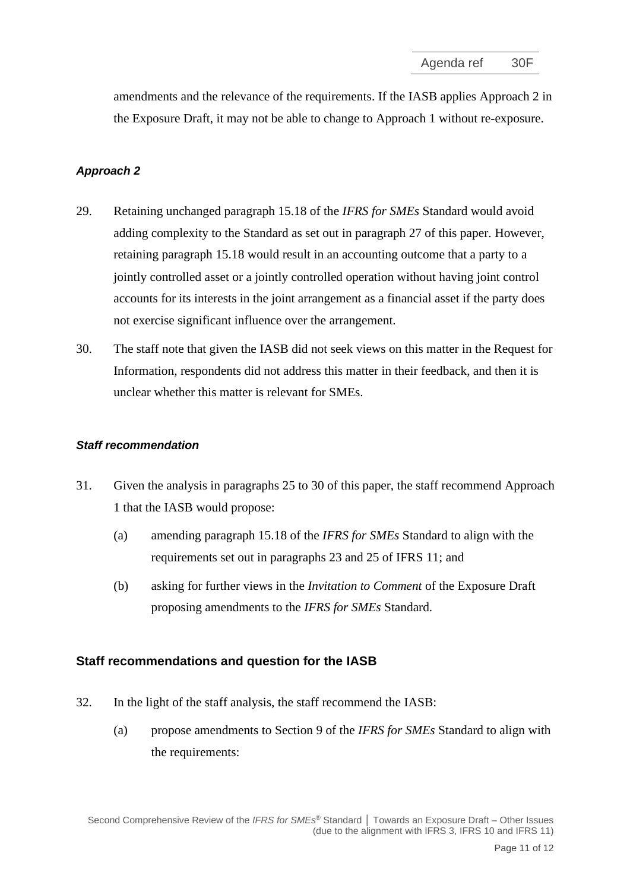amendments and the relevance of the requirements. If the IASB applies Approach 2 in the Exposure Draft, it may not be able to change to Approach 1 without re-exposure.

### *Approach 2*

29. Retaining unchanged paragraph 15.18 of the *IFRS for SMEs* Standard would avoid adding complexity to the Standard as set out in paragraph 27 of this paper. However, retaining paragraph 15.18 would result in an accounting outcome that a party to a jointly controlled asset or a jointly controlled operation without having joint control accounts for its interests in the joint arrangement as a financial asset if the party does not exercise significant influence over the arrangement.

30. The staff note that given the IASB did not seek views on this matter in the Request for Information, respondents did not address this matter in their feedback, and then it is unclear whether this matter is relevant for SMEs.

### *Staff recommendation*

31. Given the analysis in paragraphs 25 to 30 of this paper, the staff recommend Approach 1 that the IASB would propose:

    (a) amending paragraph 15.18 of the *IFRS for SMEs* Standard to align with the requirements set out in paragraphs 23 and 25 of IFRS 11; and

    (b) asking for further views in the *Invitation to Comment* of the Exposure Draft proposing amendments to the *IFRS for SMEs* Standard.

## Staff recommendations and question for the IASB

32. In the light of the staff analysis, the staff recommend the IASB:

    (a) propose amendments to Section 9 of the *IFRS for SMEs* Standard to align with the requirements: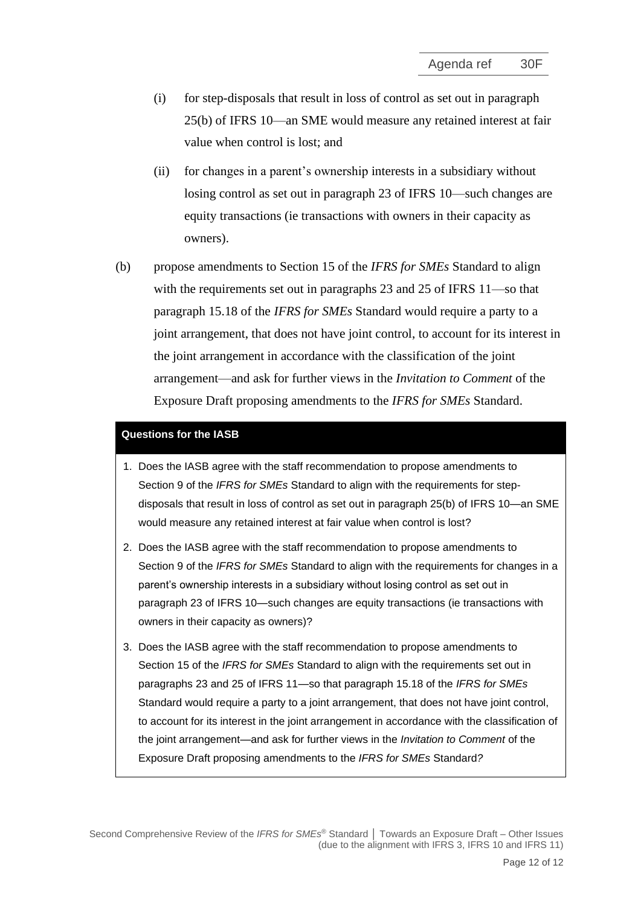(i) for step-disposals that result in loss of control as set out in paragraph 25(b) of IFRS 10—an SME would measure any retained interest at fair value when control is lost; and

(ii) for changes in a parent's ownership interests in a subsidiary without losing control as set out in paragraph 23 of IFRS 10—such changes are equity transactions (ie transactions with owners in their capacity as owners).

(b) propose amendments to Section 15 of the *IFRS for SMEs* Standard to align with the requirements set out in paragraphs 23 and 25 of IFRS 11—so that paragraph 15.18 of the *IFRS for SMEs* Standard would require a party to a joint arrangement, that does not have joint control, to account for its interest in the joint arrangement in accordance with the classification of the joint arrangement—and ask for further views in the *Invitation to Comment* of the Exposure Draft proposing amendments to the *IFRS for SMEs* Standard.

**Questions for the IASB**

1. Does the IASB agree with the staff recommendation to propose amendments to Section 9 of the *IFRS for SMEs* Standard to align with the requirements for step-disposals that result in loss of control as set out in paragraph 25(b) of IFRS 10—an SME would measure any retained interest at fair value when control is lost?
2. Does the IASB agree with the staff recommendation to propose amendments to Section 9 of the *IFRS for SMEs* Standard to align with the requirements for changes in a parent's ownership interests in a subsidiary without losing control as set out in paragraph 23 of IFRS 10—such changes are equity transactions (ie transactions with owners in their capacity as owners)?
3. Does the IASB agree with the staff recommendation to propose amendments to Section 15 of the *IFRS for SMEs* Standard to align with the requirements set out in paragraphs 23 and 25 of IFRS 11—so that paragraph 15.18 of the *IFRS for SMEs* Standard would require a party to a joint arrangement, that does not have joint control, to account for its interest in the joint arrangement in accordance with the classification of the joint arrangement—and ask for further views in the *Invitation to Comment* of the Exposure Draft proposing amendments to the *IFRS for SMEs* Standard?